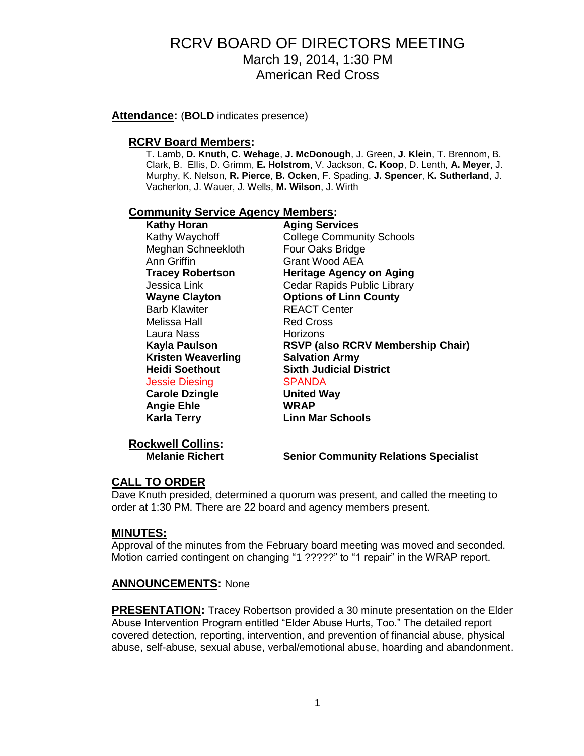# RCRV BOARD OF DIRECTORS MEETING

March 19, 2014, 1:30 PM

American Red Cross

**Attendance:** (**BOLD** indicates presence)

## RCRV Board Members:

T. Lamb, **D. Knuth**, **C. Wehage**, **J. McDonough**, J. Green, **J. Klein**, T. Brennom, B. Clark, B. Ellis, D. Grimm, **E. Holstrom**, V. Jackson, **C. Koop**, D. Lenth, **A. Meyer**, J. Murphy, K. Nelson, **R. Pierce**, **B. Ocken**, F. Spading, **J. Spencer**, **K. Sutherland**, J. Vacherlon, J. Wauer, J. Wells, **M. Wilson**, J. Wirth

## Community Service Agency Members:

| | |
|---|---|
| **Kathy Horan** | **Aging Services** |
| Kathy Waychoff | College Community Schools |
| Meghan Schneekloth | Four Oaks Bridge |
| Ann Griffin | Grant Wood AEA |
| **Tracey Robertson** | **Heritage Agency on Aging** |
| Jessica Link | Cedar Rapids Public Library |
| **Wayne Clayton** | **Options of Linn County** |
| Barb Klawiter | REACT Center |
| Melissa Hall | Red Cross |
| Laura Nass | Horizons |
| **Kayla Paulson** | **RSVP (also RCRV Membership Chair)** |
| **Kristen Weaverling** | **Salvation Army** |
| **Heidi Soethout** | **Sixth Judicial District** |
| Jessie Diesing | SPANDA |
| **Carole Dzingle** | **United Way** |
| **Angie Ehle** | **WRAP** |
| **Karla Terry** | **Linn Mar Schools** |

## Rockwell Collins:

| | |
|---|---|
| **Melanie Richert** | **Senior Community Relations Specialist** |

## CALL TO ORDER

Dave Knuth presided, determined a quorum was present, and called the meeting to order at 1:30 PM. There are 22 board and agency members present.

## MINUTES:

Approval of the minutes from the February board meeting was moved and seconded. Motion carried contingent on changing "1 ?????" to "1 repair" in the WRAP report.

**ANNOUNCEMENTS:** None

**PRESENTATION:** Tracey Robertson provided a 30 minute presentation on the Elder Abuse Intervention Program entitled "Elder Abuse Hurts, Too." The detailed report covered detection, reporting, intervention, and prevention of financial abuse, physical abuse, self-abuse, sexual abuse, verbal/emotional abuse, hoarding and abandonment.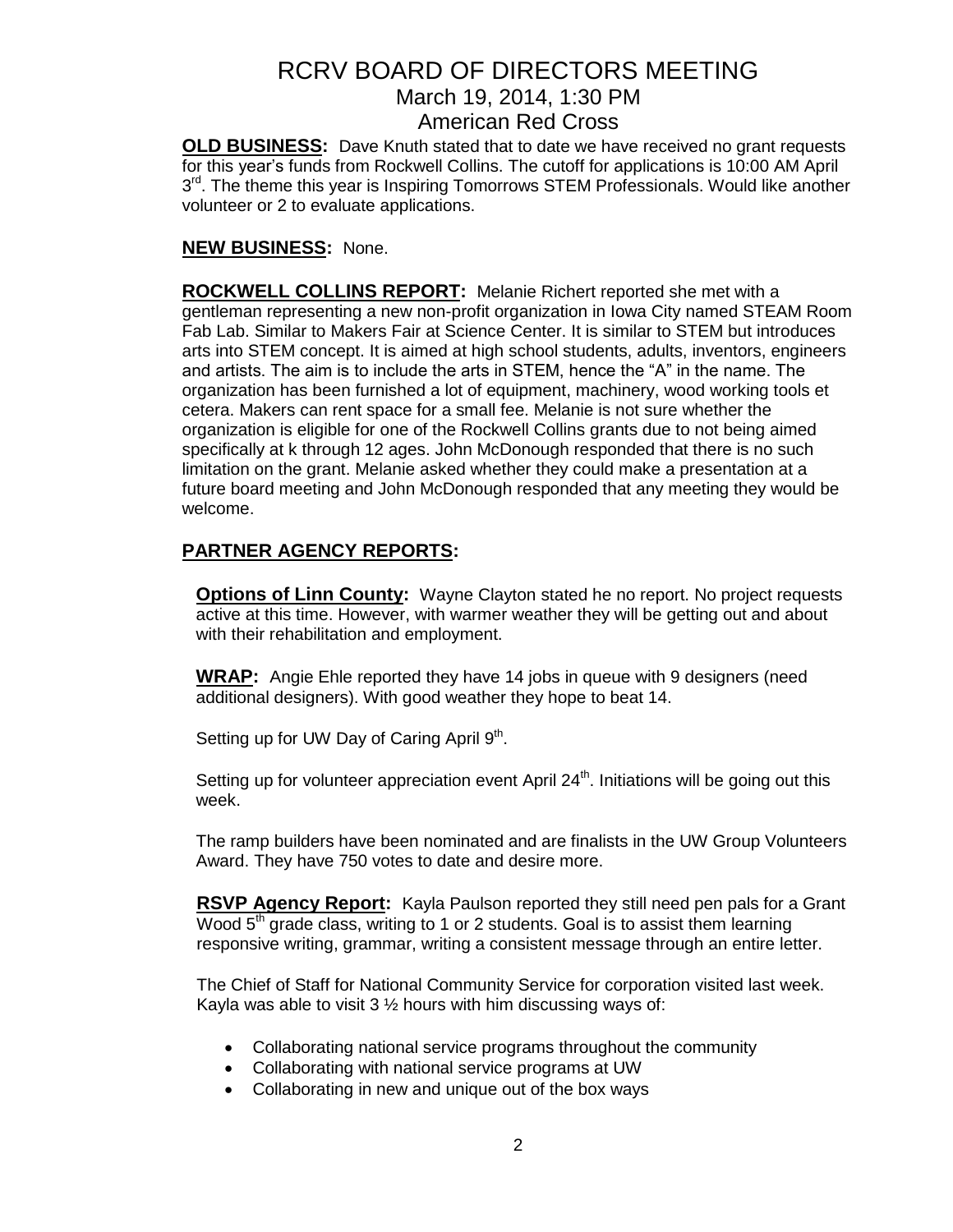# RCRV BOARD OF DIRECTORS MEETING

March 19, 2014, 1:30 PM

American Red Cross

**OLD BUSINESS:** Dave Knuth stated that to date we have received no grant requests for this year's funds from Rockwell Collins. The cutoff for applications is 10:00 AM April 3rd. The theme this year is Inspiring Tomorrows STEM Professionals. Would like another volunteer or 2 to evaluate applications.

**NEW BUSINESS:** None.

**ROCKWELL COLLINS REPORT:** Melanie Richert reported she met with a gentleman representing a new non-profit organization in Iowa City named STEAM Room Fab Lab. Similar to Makers Fair at Science Center. It is similar to STEM but introduces arts into STEM concept. It is aimed at high school students, adults, inventors, engineers and artists. The aim is to include the arts in STEM, hence the "A" in the name. The organization has been furnished a lot of equipment, machinery, wood working tools et cetera. Makers can rent space for a small fee. Melanie is not sure whether the organization is eligible for one of the Rockwell Collins grants due to not being aimed specifically at k through 12 ages. John McDonough responded that there is no such limitation on the grant. Melanie asked whether they could make a presentation at a future board meeting and John McDonough responded that any meeting they would be welcome.

**PARTNER AGENCY REPORTS:**

**Options of Linn County:** Wayne Clayton stated he no report. No project requests active at this time. However, with warmer weather they will be getting out and about with their rehabilitation and employment.

**WRAP:** Angie Ehle reported they have 14 jobs in queue with 9 designers (need additional designers). With good weather they hope to beat 14.

Setting up for UW Day of Caring April 9th.

Setting up for volunteer appreciation event April 24th. Initiations will be going out this week.

The ramp builders have been nominated and are finalists in the UW Group Volunteers Award. They have 750 votes to date and desire more.

**RSVP Agency Report:** Kayla Paulson reported they still need pen pals for a Grant Wood 5th grade class, writing to 1 or 2 students. Goal is to assist them learning responsive writing, grammar, writing a consistent message through an entire letter.

The Chief of Staff for National Community Service for corporation visited last week. Kayla was able to visit 3 ½ hours with him discussing ways of:

- Collaborating national service programs throughout the community
- Collaborating with national service programs at UW
- Collaborating in new and unique out of the box ways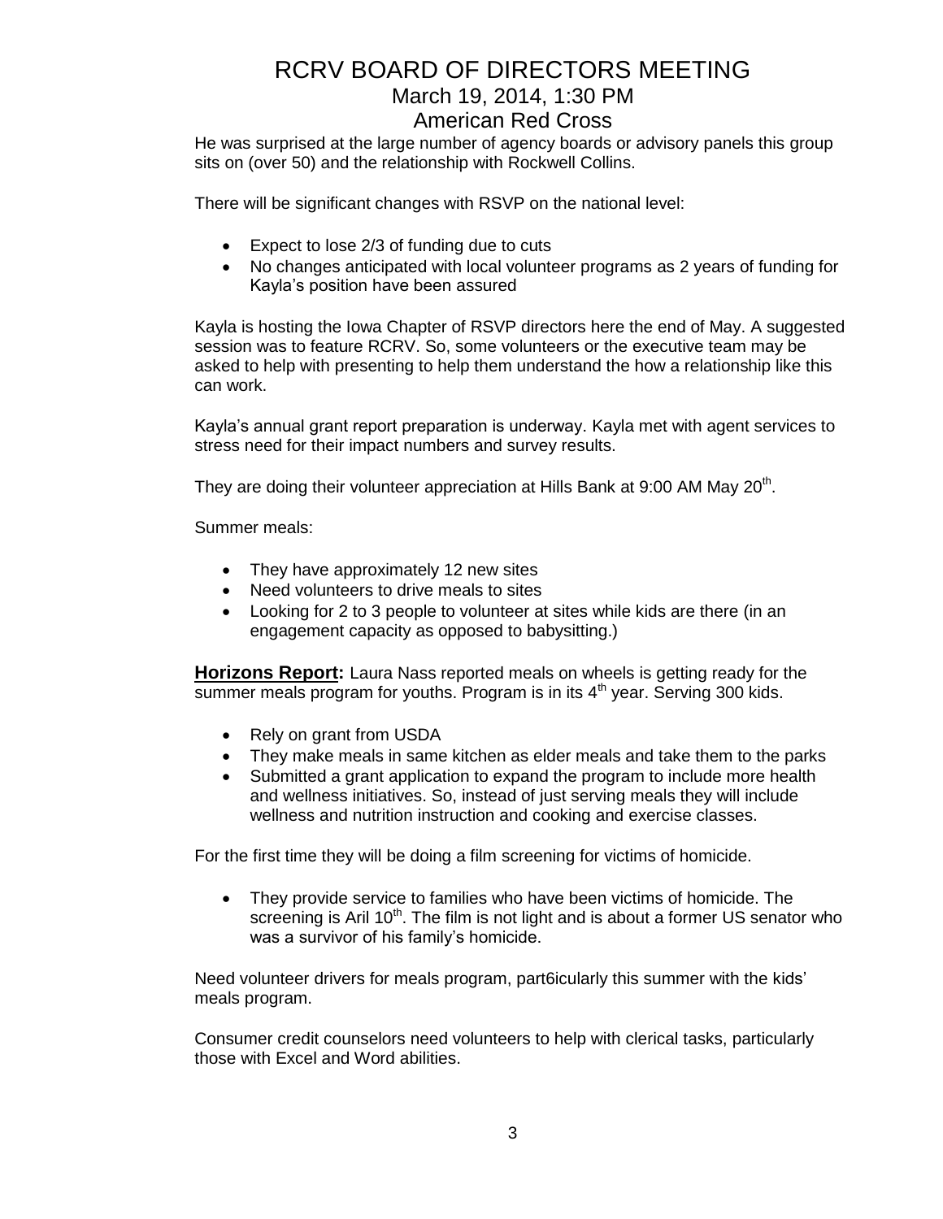He was surprised at the large number of agency boards or advisory panels this group sits on (over 50) and the relationship with Rockwell Collins.

There will be significant changes with RSVP on the national level:

- Expect to lose 2/3 of funding due to cuts
- No changes anticipated with local volunteer programs as 2 years of funding for Kayla's position have been assured

Kayla is hosting the Iowa Chapter of RSVP directors here the end of May. A suggested session was to feature RCRV. So, some volunteers or the executive team may be asked to help with presenting to help them understand the how a relationship like this can work.

Kayla's annual grant report preparation is underway. Kayla met with agent services to stress need for their impact numbers and survey results.

They are doing their volunteer appreciation at Hills Bank at 9:00 AM May 20th.

Summer meals:

- They have approximately 12 new sites
- Need volunteers to drive meals to sites
- Looking for 2 to 3 people to volunteer at sites while kids are there (in an engagement capacity as opposed to babysitting.)

**Horizons Report:** Laura Nass reported meals on wheels is getting ready for the summer meals program for youths. Program is in its 4th year. Serving 300 kids.

- Rely on grant from USDA
- They make meals in same kitchen as elder meals and take them to the parks
- Submitted a grant application to expand the program to include more health and wellness initiatives. So, instead of just serving meals they will include wellness and nutrition instruction and cooking and exercise classes.

For the first time they will be doing a film screening for victims of homicide.

- They provide service to families who have been victims of homicide. The screening is Aril 10th. The film is not light and is about a former US senator who was a survivor of his family's homicide.

Need volunteer drivers for meals program, part6icularly this summer with the kids' meals program.

Consumer credit counselors need volunteers to help with clerical tasks, particularly those with Excel and Word abilities.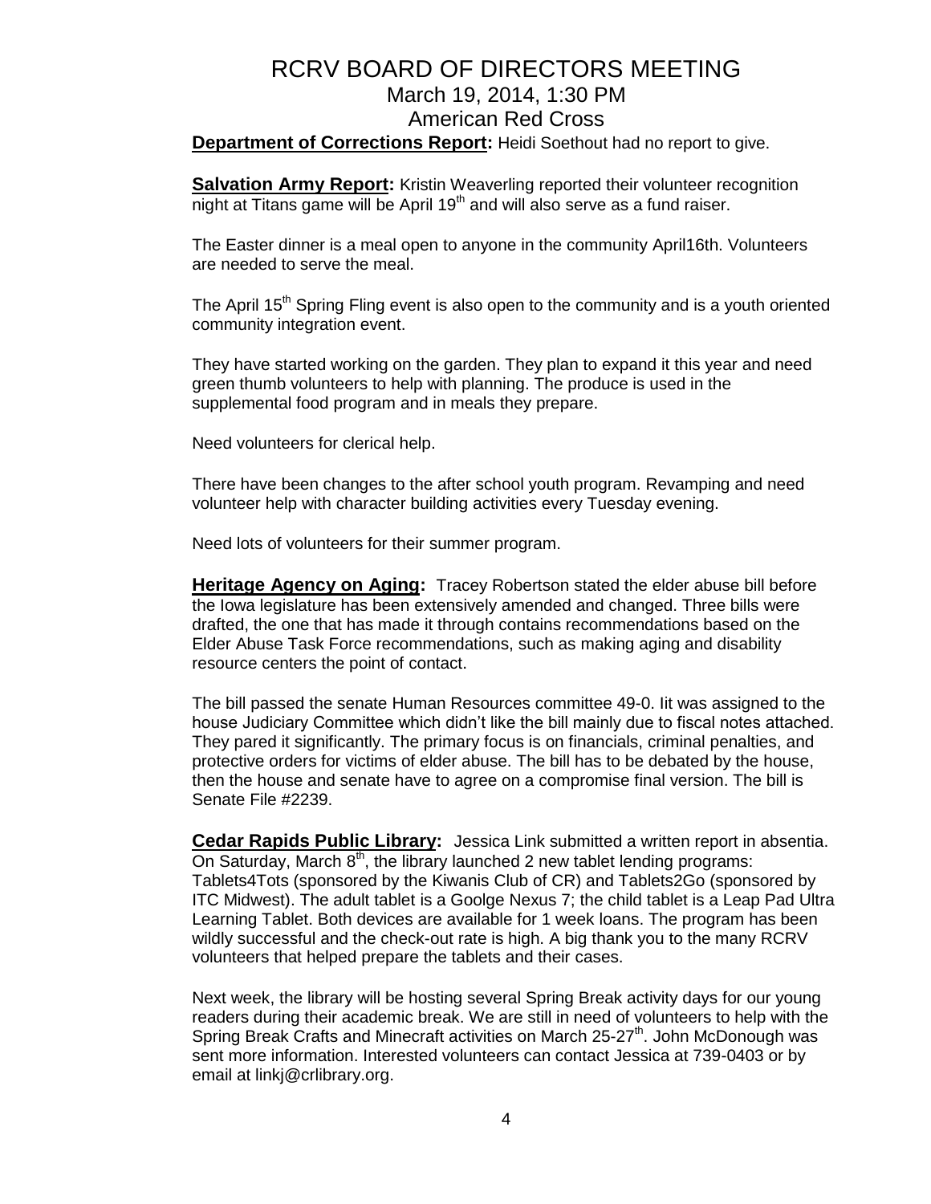# RCRV BOARD OF DIRECTORS MEETING

## March 19, 2014, 1:30 PM

## American Red Cross

**Department of Corrections Report:** Heidi Soethout had no report to give.

**Salvation Army Report:** Kristin Weaverling reported their volunteer recognition night at Titans game will be April 19th and will also serve as a fund raiser.

The Easter dinner is a meal open to anyone in the community April16th. Volunteers are needed to serve the meal.

The April 15th Spring Fling event is also open to the community and is a youth oriented community integration event.

They have started working on the garden. They plan to expand it this year and need green thumb volunteers to help with planning. The produce is used in the supplemental food program and in meals they prepare.

Need volunteers for clerical help.

There have been changes to the after school youth program. Revamping and need volunteer help with character building activities every Tuesday evening.

Need lots of volunteers for their summer program.

**Heritage Agency on Aging:** Tracey Robertson stated the elder abuse bill before the Iowa legislature has been extensively amended and changed. Three bills were drafted, the one that has made it through contains recommendations based on the Elder Abuse Task Force recommendations, such as making aging and disability resource centers the point of contact.

The bill passed the senate Human Resources committee 49-0. Iit was assigned to the house Judiciary Committee which didn't like the bill mainly due to fiscal notes attached. They pared it significantly. The primary focus is on financials, criminal penalties, and protective orders for victims of elder abuse. The bill has to be debated by the house, then the house and senate have to agree on a compromise final version. The bill is Senate File #2239.

**Cedar Rapids Public Library:** Jessica Link submitted a written report in absentia. On Saturday, March 8th, the library launched 2 new tablet lending programs: Tablets4Tots (sponsored by the Kiwanis Club of CR) and Tablets2Go (sponsored by ITC Midwest). The adult tablet is a Goolge Nexus 7; the child tablet is a Leap Pad Ultra Learning Tablet. Both devices are available for 1 week loans. The program has been wildly successful and the check-out rate is high. A big thank you to the many RCRV volunteers that helped prepare the tablets and their cases.

Next week, the library will be hosting several Spring Break activity days for our young readers during their academic break. We are still in need of volunteers to help with the Spring Break Crafts and Minecraft activities on March 25-27th. John McDonough was sent more information. Interested volunteers can contact Jessica at 739-0403 or by email at linkj@crlibrary.org.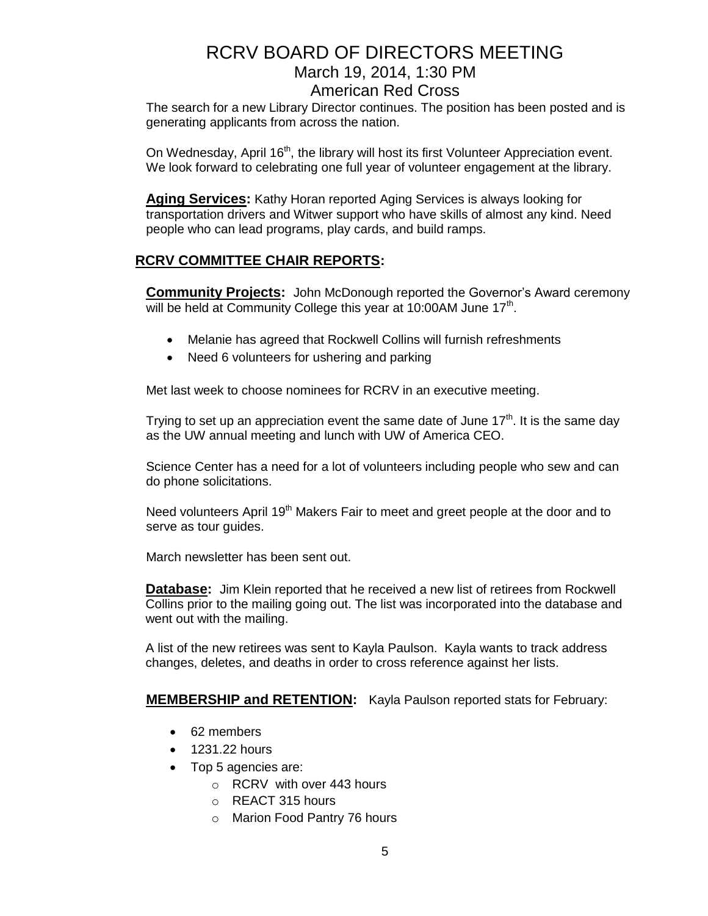The search for a new Library Director continues. The position has been posted and is generating applicants from across the nation.

On Wednesday, April 16th, the library will host its first Volunteer Appreciation event. We look forward to celebrating one full year of volunteer engagement at the library.

**Aging Services:** Kathy Horan reported Aging Services is always looking for transportation drivers and Witwer support who have skills of almost any kind. Need people who can lead programs, play cards, and build ramps.

## RCRV COMMITTEE CHAIR REPORTS:

**Community Projects:** John McDonough reported the Governor's Award ceremony will be held at Community College this year at 10:00AM June 17th.

- Melanie has agreed that Rockwell Collins will furnish refreshments
- Need 6 volunteers for ushering and parking

Met last week to choose nominees for RCRV in an executive meeting.

Trying to set up an appreciation event the same date of June 17th. It is the same day as the UW annual meeting and lunch with UW of America CEO.

Science Center has a need for a lot of volunteers including people who sew and can do phone solicitations.

Need volunteers April 19th Makers Fair to meet and greet people at the door and to serve as tour guides.

March newsletter has been sent out.

**Database:** Jim Klein reported that he received a new list of retirees from Rockwell Collins prior to the mailing going out. The list was incorporated into the database and went out with the mailing.

A list of the new retirees was sent to Kayla Paulson. Kayla wants to track address changes, deletes, and deaths in order to cross reference against her lists.

**MEMBERSHIP and RETENTION:** Kayla Paulson reported stats for February:

- 62 members
- 1231.22 hours
- Top 5 agencies are:
  - RCRV with over 443 hours
  - REACT 315 hours
  - Marion Food Pantry 76 hours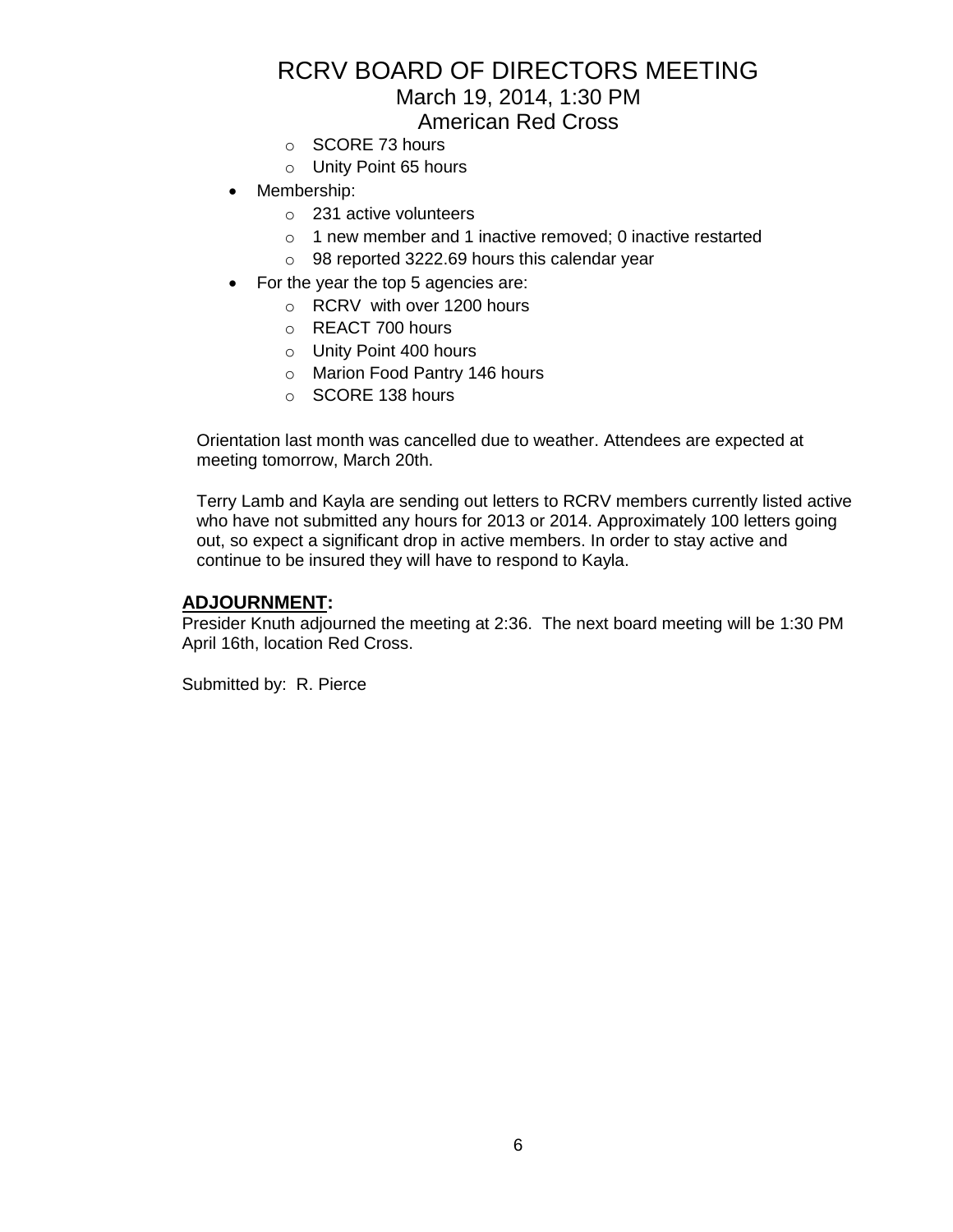- SCORE 73 hours
- Unity Point 65 hours

- Membership:
  - 231 active volunteers
  - 1 new member and 1 inactive removed; 0 inactive restarted
  - 98 reported 3222.69 hours this calendar year
- For the year the top 5 agencies are:
  - RCRV with over 1200 hours
  - REACT 700 hours
  - Unity Point 400 hours
  - Marion Food Pantry 146 hours
  - SCORE 138 hours

Orientation last month was cancelled due to weather. Attendees are expected at meeting tomorrow, March 20th.

Terry Lamb and Kayla are sending out letters to RCRV members currently listed active who have not submitted any hours for 2013 or 2014. Approximately 100 letters going out, so expect a significant drop in active members. In order to stay active and continue to be insured they will have to respond to Kayla.

## ADJOURNMENT:

Presider Knuth adjourned the meeting at 2:36. The next board meeting will be 1:30 PM April 16th, location Red Cross.

Submitted by: R. Pierce